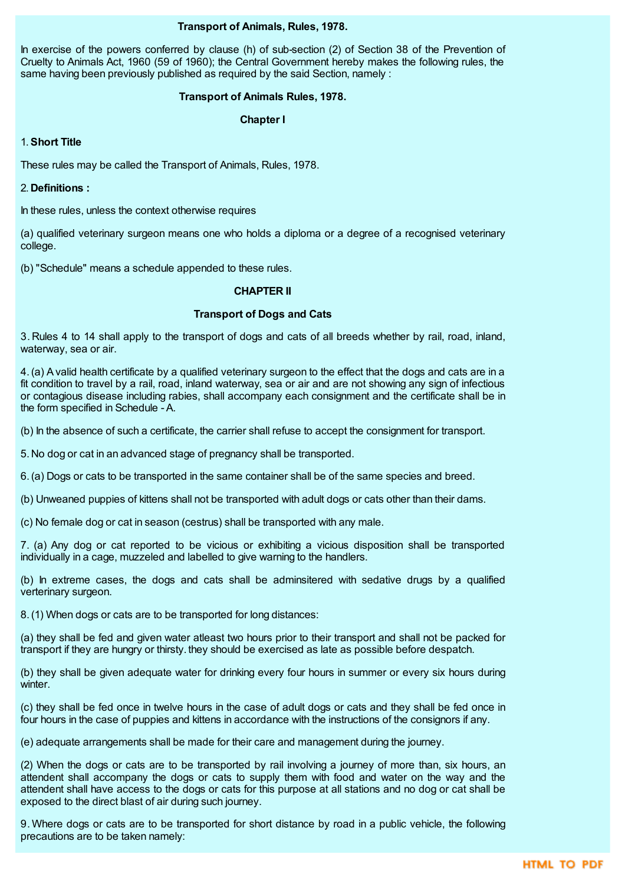**Transport of Animals, Rules, 1978.**

In exercise of the powers conferred by clause (h) of sub-section (2) of Section 38 of the Prevention of Cruelty to Animals Act, 1960 (59 of 1960); the Central Government hereby makes the following rules, the same having been previously published as required by the said Section, namely :

**Transport of Animals Rules, 1978.**

**Chapter I**

1. **Short Title**

These rules may be called the Transport of Animals, Rules, 1978.

2. **Definitions :**

In these rules, unless the context otherwise requires

(a) qualified veterinary surgeon means one who holds a diploma or a degree of a recognised veterinary college.

(b) "Schedule" means a schedule appended to these rules.

**CHAPTER II**

**Transport of Dogs and Cats**

3. Rules 4 to 14 shall apply to the transport of dogs and cats of all breeds whether by rail, road, inland, waterway, sea or air.

4. (a) A valid health certificate by a qualified veterinary surgeon to the effect that the dogs and cats are in a fit condition to travel by a rail, road, inland waterway, sea or air and are not showing any sign of infectious or contagious disease including rabies, shall accompany each consignment and the certificate shall be in the form specified in Schedule - A.

(b) In the absence of such a certificate, the carrier shall refuse to accept the consignment for transport.

5. No dog or cat in an advanced stage of pregnancy shall be transported.

6. (a) Dogs or cats to be transported in the same container shall be of the same species and breed.

(b) Unweaned puppies of kittens shall not be transported with adult dogs or cats other than their dams.

(c) No female dog or cat in season (cestrus) shall be transported with any male.

7. (a) Any dog or cat reported to be vicious or exhibiting a vicious disposition shall be transported individually in a cage, muzzeled and labelled to give warning to the handlers.

(b) In extreme cases, the dogs and cats shall be adminsitered with sedative drugs by a qualified verterinary surgeon.

8. (1) When dogs or cats are to be transported for long distances:

(a) they shall be fed and given water atleast two hours prior to their transport and shall not be packed for transport if they are hungry or thirsty. they should be exercised as late as possible before despatch.

(b) they shall be given adequate water for drinking every four hours in summer or every six hours during winter.

(c) they shall be fed once in twelve hours in the case of adult dogs or cats and they shall be fed once in four hours in the case of puppies and kittens in accordance with the instructions of the consignors if any.

(e) adequate arrangements shall be made for their care and management during the journey.

(2) When the dogs or cats are to be transported by rail involving a journey of more than, six hours, an attendant shall accompany the dogs or cats to supply them with food and water on the way and the attendant shall have access to the dogs or cats for this purpose at all stations and no dog or cat shall be exposed to the direct blast of air during such journey.

9. Where dogs or cats are to be transported for short distance by road in a public vehicle, the following precautions are to be taken namely: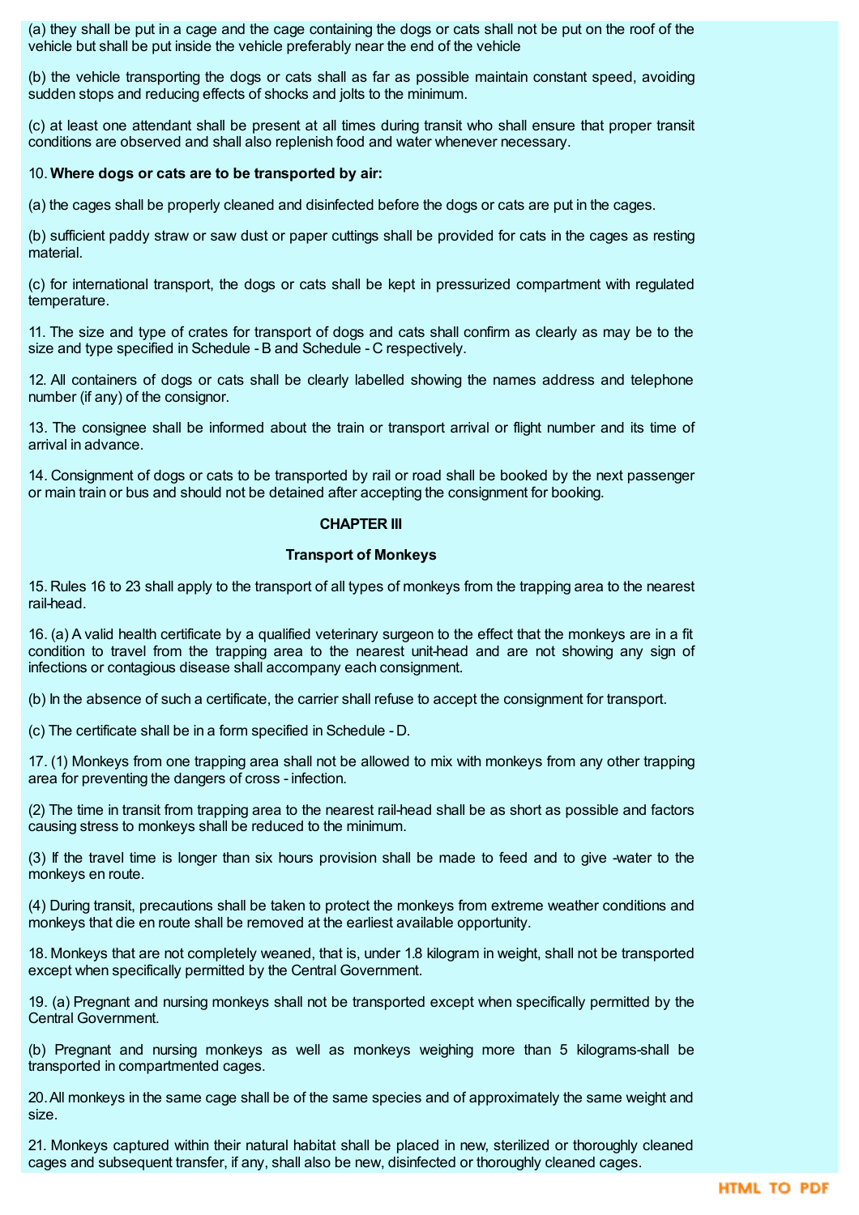(a) they shall be put in a cage and the cage containing the dogs or cats shall not be put on the roof of the vehicle but shall be put inside the vehicle preferably near the end of the vehicle

(b) the vehicle transporting the dogs or cats shall as far as possible maintain constant speed, avoiding sudden stops and reducing effects of shocks and jolts to the minimum.

(c) at least one attendant shall be present at all times during transit who shall ensure that proper transit conditions are observed and shall also replenish food and water whenever necessary.

10. **Where dogs or cats are to be transported by air:**

(a) the cages shall be properly cleaned and disinfected before the dogs or cats are put in the cages.

(b) sufficient paddy straw or saw dust or paper cuttings shall be provided for cats in the cages as resting material.

(c) for international transport, the dogs or cats shall be kept in pressurized compartment with regulated temperature.

11. The size and type of crates for transport of dogs and cats shall confirm as clearly as may be to the size and type specified in Schedule - B and Schedule - C respectively.

12. All containers of dogs or cats shall be clearly labelled showing the names address and telephone number (if any) of the consignor.

13. The consignee shall be informed about the train or transport arrival or flight number and its time of arrival in advance.

14. Consignment of dogs or cats to be transported by rail or road shall be booked by the next passenger or main train or bus and should not be detained after accepting the consignment for booking.

## CHAPTER III

### Transport of Monkeys

15. Rules 16 to 23 shall apply to the transport of all types of monkeys from the trapping area to the nearest rail-head.

16. (a) A valid health certificate by a qualified veterinary surgeon to the effect that the monkeys are in a fit condition to travel from the trapping area to the nearest unit-head and are not showing any sign of infections or contagious disease shall accompany each consignment.

(b) In the absence of such a certificate, the carrier shall refuse to accept the consignment for transport.

(c) The certificate shall be in a form specified in Schedule - D.

17. (1) Monkeys from one trapping area shall not be allowed to mix with monkeys from any other trapping area for preventing the dangers of cross - infection.

(2) The time in transit from trapping area to the nearest rail-head shall be as short as possible and factors causing stress to monkeys shall be reduced to the minimum.

(3) If the travel time is longer than six hours provision shall be made to feed and to give -water to the monkeys en route.

(4) During transit, precautions shall be taken to protect the monkeys from extreme weather conditions and monkeys that die en route shall be removed at the earliest available opportunity.

18. Monkeys that are not completely weaned, that is, under 1.8 kilogram in weight, shall not be transported except when specifically permitted by the Central Government.

19. (a) Pregnant and nursing monkeys shall not be transported except when specifically permitted by the Central Government.

(b) Pregnant and nursing monkeys as well as monkeys weighing more than 5 kilograms-shall be transported in compartmented cages.

20. All monkeys in the same cage shall be of the same species and of approximately the same weight and size.

21. Monkeys captured within their natural habitat shall be placed in new, sterilized or thoroughly cleaned cages and subsequent transfer, if any, shall also be new, disinfected or thoroughly cleaned cages.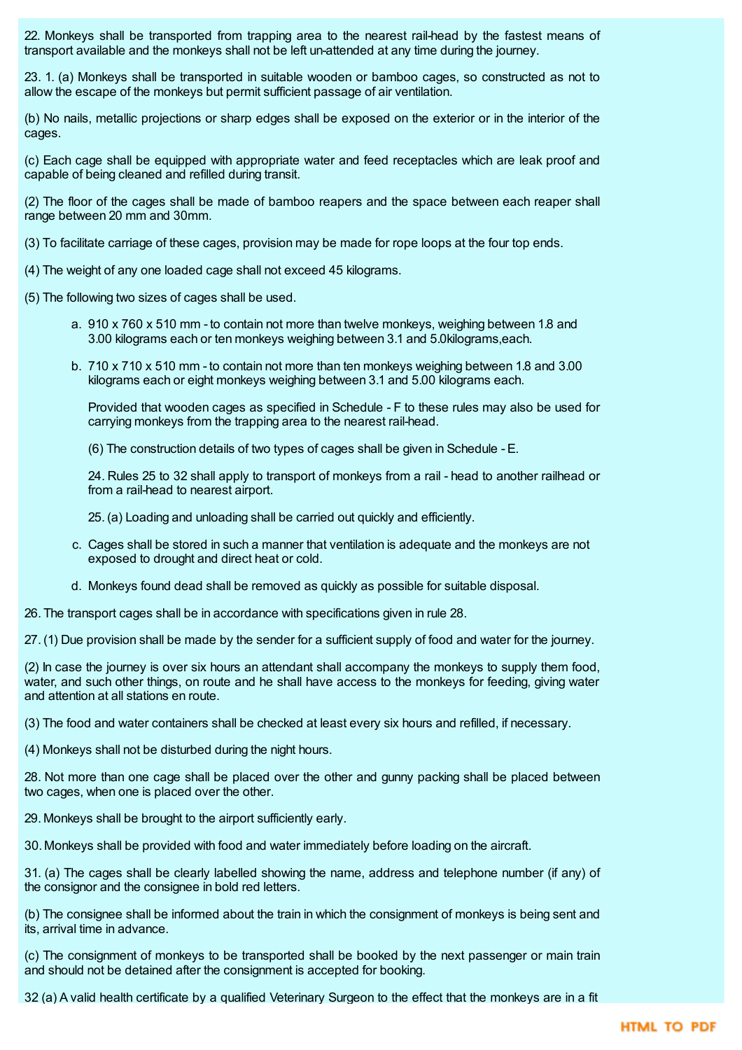22. Monkeys shall be transported from trapping area to the nearest rail-head by the fastest means of transport available and the monkeys shall not be left un-attended at any time during the journey.

23. 1. (a) Monkeys shall be transported in suitable wooden or bamboo cages, so constructed as not to allow the escape of the monkeys but permit sufficient passage of air ventilation.

(b) No nails, metallic projections or sharp edges shall be exposed on the exterior or in the interior of the cages.

(c) Each cage shall be equipped with appropriate water and feed receptacles which are leak proof and capable of being cleaned and refilled during transit.

(2) The floor of the cages shall be made of bamboo reapers and the space between each reaper shall range between 20 mm and 30mm.

(3) To facilitate carriage of these cages, provision may be made for rope loops at the four top ends.

(4) The weight of any one loaded cage shall not exceed 45 kilograms.

(5) The following two sizes of cages shall be used.

a. 910 x 760 x 510 mm - to contain not more than twelve monkeys, weighing between 1.8 and 3.00 kilograms each or ten monkeys weighing between 3.1 and 5.0kilograms,each.

b. 710 x 710 x 510 mm - to contain not more than ten monkeys weighing between 1.8 and 3.00 kilograms each or eight monkeys weighing between 3.1 and 5.00 kilograms each.

Provided that wooden cages as specified in Schedule - F to these rules may also be used for carrying monkeys from the trapping area to the nearest rail-head.

(6) The construction details of two types of cages shall be given in Schedule - E.

24. Rules 25 to 32 shall apply to transport of monkeys from a rail - head to another railhead or from a rail-head to nearest airport.

25. (a) Loading and unloading shall be carried out quickly and efficiently.

c. Cages shall be stored in such a manner that ventilation is adequate and the monkeys are not exposed to drought and direct heat or cold.

d. Monkeys found dead shall be removed as quickly as possible for suitable disposal.

26. The transport cages shall be in accordance with specifications given in rule 28.

27. (1) Due provision shall be made by the sender for a sufficient supply of food and water for the journey.

(2) In case the journey is over six hours an attendant shall accompany the monkeys to supply them food, water, and such other things, on route and he shall have access to the monkeys for feeding, giving water and attention at all stations en route.

(3) The food and water containers shall be checked at least every six hours and refilled, if necessary.

(4) Monkeys shall not be disturbed during the night hours.

28. Not more than one cage shall be placed over the other and gunny packing shall be placed between two cages, when one is placed over the other.

29. Monkeys shall be brought to the airport sufficiently early.

30. Monkeys shall be provided with food and water immediately before loading on the aircraft.

31. (a) The cages shall be clearly labelled showing the name, address and telephone number (if any) of the consignor and the consignee in bold red letters.

(b) The consignee shall be informed about the train in which the consignment of monkeys is being sent and its, arrival time in advance.

(c) The consignment of monkeys to be transported shall be booked by the next passenger or main train and should not be detained after the consignment is accepted for booking.

32 (a) A valid health certificate by a qualified Veterinary Surgeon to the effect that the monkeys are in a fit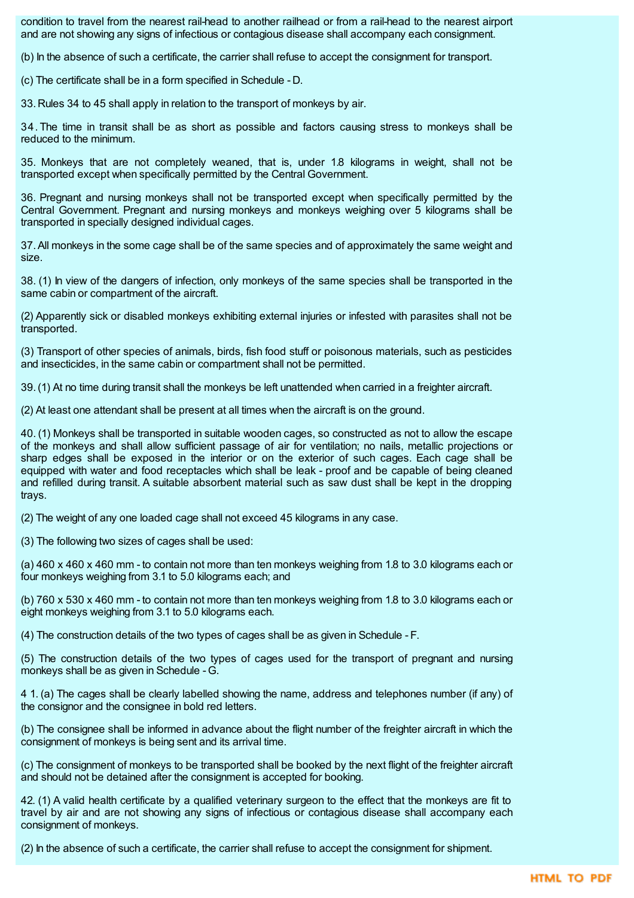condition to travel from the nearest rail-head to another railhead or from a rail-head to the nearest airport and are not showing any signs of infectious or contagious disease shall accompany each consignment.

(b) In the absence of such a certificate, the carrier shall refuse to accept the consignment for transport.

(c) The certificate shall be in a form specified in Schedule - D.

33. Rules 34 to 45 shall apply in relation to the transport of monkeys by air.

34. The time in transit shall be as short as possible and factors causing stress to monkeys shall be reduced to the minimum.

35. Monkeys that are not completely weaned, that is, under 1.8 kilograms in weight, shall not be transported except when specifically permitted by the Central Government.

36. Pregnant and nursing monkeys shall not be transported except when specifically permitted by the Central Government. Pregnant and nursing monkeys and monkeys weighing over 5 kilograms shall be transported in specially designed individual cages.

37. All monkeys in the some cage shall be of the same species and of approximately the same weight and size.

38. (1) In view of the dangers of infection, only monkeys of the same species shall be transported in the same cabin or compartment of the aircraft.

(2) Apparently sick or disabled monkeys exhibiting external injuries or infested with parasites shall not be transported.

(3) Transport of other species of animals, birds, fish food stuff or poisonous materials, such as pesticides and insecticides, in the same cabin or compartment shall not be permitted.

39. (1) At no time during transit shall the monkeys be left unattended when carried in a freighter aircraft.

(2) At least one attendant shall be present at all times when the aircraft is on the ground.

40. (1) Monkeys shall be transported in suitable wooden cages, so constructed as not to allow the escape of the monkeys and shall allow sufficient passage of air for ventilation; no nails, metallic projections or sharp edges shall be exposed in the interior or on the exterior of such cages. Each cage shall be equipped with water and food receptacles which shall be leak - proof and be capable of being cleaned and refilled during transit. A suitable absorbent material such as saw dust shall be kept in the dropping trays.

(2) The weight of any one loaded cage shall not exceed 45 kilograms in any case.

(3) The following two sizes of cages shall be used:

(a) 460 x 460 x 460 mm - to contain not more than ten monkeys weighing from 1.8 to 3.0 kilograms each or four monkeys weighing from 3.1 to 5.0 kilograms each; and

(b) 760 x 530 x 460 mm - to contain not more than ten monkeys weighing from 1.8 to 3.0 kilograms each or eight monkeys weighing from 3.1 to 5.0 kilograms each.

(4) The construction details of the two types of cages shall be as given in Schedule - F.

(5) The construction details of the two types of cages used for the transport of pregnant and nursing monkeys shall be as given in Schedule - G.

41. (a) The cages shall be clearly labelled showing the name, address and telephones number (if any) of the consignor and the consignee in bold red letters.

(b) The consignee shall be informed in advance about the flight number of the freighter aircraft in which the consignment of monkeys is being sent and its arrival time.

(c) The consignment of monkeys to be transported shall be booked by the next flight of the freighter aircraft and should not be detained after the consignment is accepted for booking.

42. (1) A valid health certificate by a qualified veterinary surgeon to the effect that the monkeys are fit to travel by air and are not showing any signs of infectious or contagious disease shall accompany each consignment of monkeys.

(2) In the absence of such a certificate, the carrier shall refuse to accept the consignment for shipment.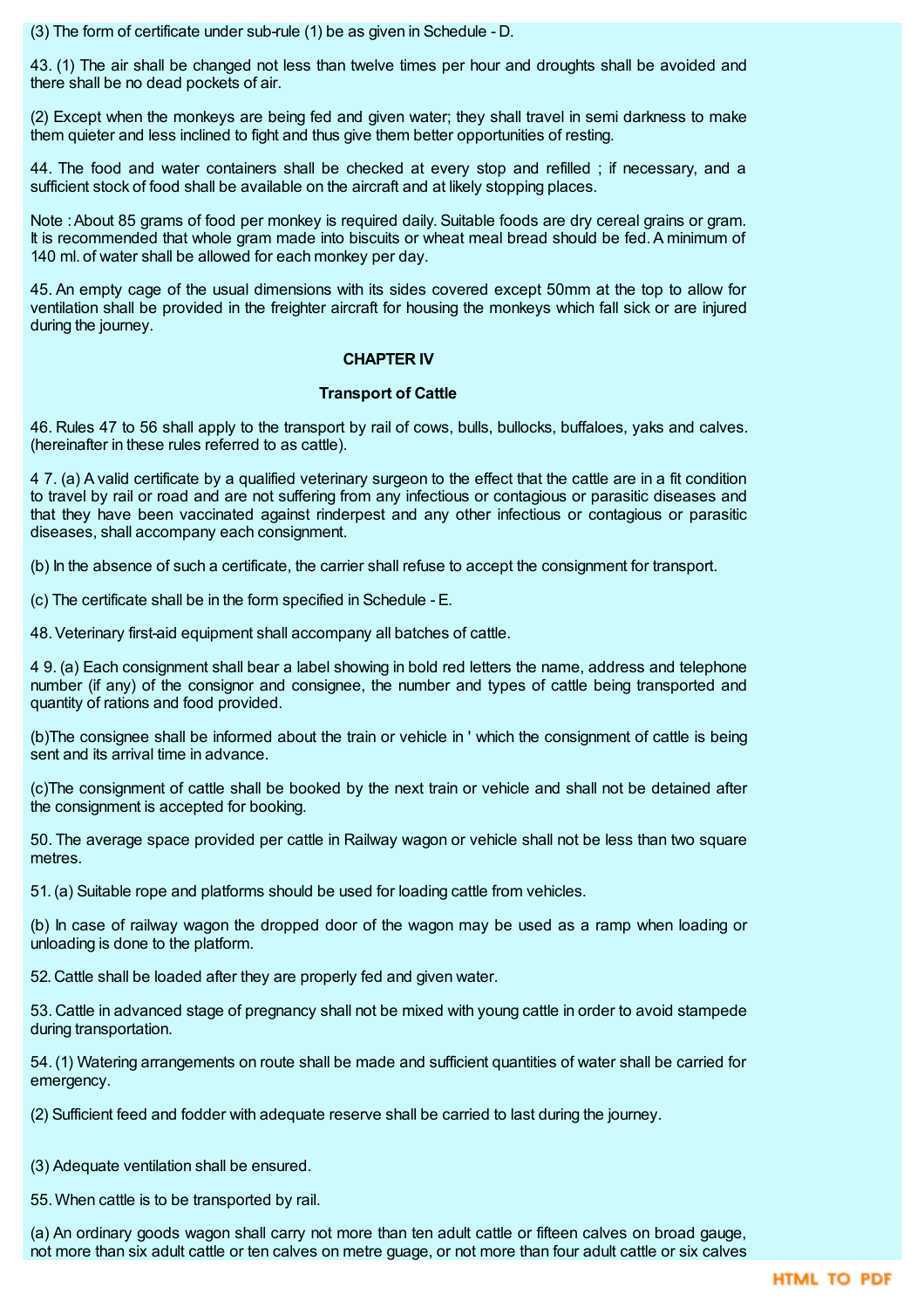(3) The form of certificate under sub-rule (1) be as given in Schedule - D.

43. (1) The air shall be changed not less than twelve times per hour and droughts shall be avoided and there shall be no dead pockets of air.

(2) Except when the monkeys are being fed and given water; they shall travel in semi darkness to make them quieter and less inclined to fight and thus give them better opportunities of resting.

44. The food and water containers shall be checked at every stop and refilled ; if necessary, and a sufficient stock of food shall be available on the aircraft and at likely stopping places.

Note : About 85 grams of food per monkey is required daily. Suitable foods are dry cereal grains or gram. It is recommended that whole gram made into biscuits or wheat meal bread should be fed. A minimum of 140 ml. of water shall be allowed for each monkey per day.

45. An empty cage of the usual dimensions with its sides covered except 50mm at the top to allow for ventilation shall be provided in the freighter aircraft for housing the monkeys which fall sick or are injured during the journey.

## CHAPTER IV

### Transport of Cattle

46. Rules 47 to 56 shall apply to the transport by rail of cows, bulls, bullocks, buffaloes, yaks and calves. (hereinafter in these rules referred to as cattle).

4 7. (a) A valid certificate by a qualified veterinary surgeon to the effect that the cattle are in a fit condition to travel by rail or road and are not suffering from any infectious or contagious or parasitic diseases and that they have been vaccinated against rinderpest and any other infectious or contagious or parasitic diseases, shall accompany each consignment.

(b) In the absence of such a certificate, the carrier shall refuse to accept the consignment for transport.

(c) The certificate shall be in the form specified in Schedule - E.

48. Veterinary first-aid equipment shall accompany all batches of cattle.

4 9. (a) Each consignment shall bear a label showing in bold red letters the name, address and telephone number (if any) of the consignor and consignee, the number and types of cattle being transported and quantity of rations and food provided.

(b)The consignee shall be informed about the train or vehicle in ' which the consignment of cattle is being sent and its arrival time in advance.

(c)The consignment of cattle shall be booked by the next train or vehicle and shall not be detained after the consignment is accepted for booking.

50. The average space provided per cattle in Railway wagon or vehicle shall not be less than two square metres.

51. (a) Suitable rope and platforms should be used for loading cattle from vehicles.

(b) In case of railway wagon the dropped door of the wagon may be used as a ramp when loading or unloading is done to the platform.

52. Cattle shall be loaded after they are properly fed and given water.

53. Cattle in advanced stage of pregnancy shall not be mixed with young cattle in order to avoid stampede during transportation.

54. (1) Watering arrangements on route shall be made and sufficient quantities of water shall be carried for emergency.

(2) Sufficient feed and fodder with adequate reserve shall be carried to last during the journey.

(3) Adequate ventilation shall be ensured.

55. When cattle is to be transported by rail.

(a) An ordinary goods wagon shall carry not more than ten adult cattle or fifteen calves on broad gauge, not more than six adult cattle or ten calves on metre guage, or not more than four adult cattle or six calves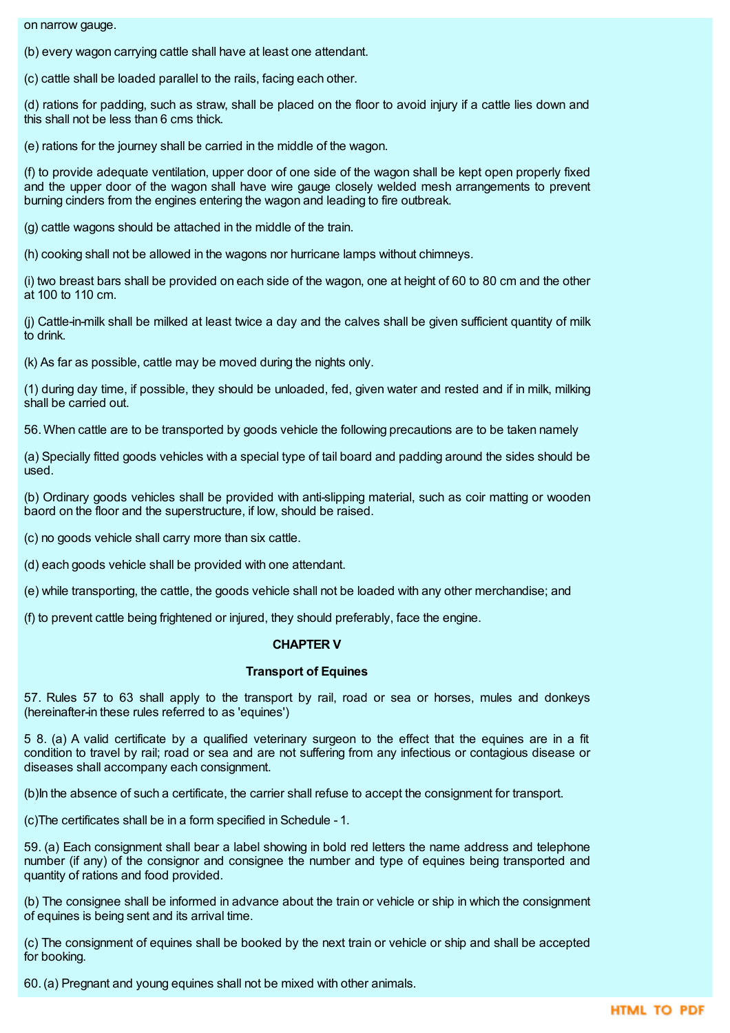on narrow gauge.

(b) every wagon carrying cattle shall have at least one attendant.

(c) cattle shall be loaded parallel to the rails, facing each other.

(d) rations for padding, such as straw, shall be placed on the floor to avoid injury if a cattle lies down and this shall not be less than 6 cms thick.

(e) rations for the journey shall be carried in the middle of the wagon.

(f) to provide adequate ventilation, upper door of one side of the wagon shall be kept open properly fixed and the upper door of the wagon shall have wire gauge closely welded mesh arrangements to prevent burning cinders from the engines entering the wagon and leading to fire outbreak.

(g) cattle wagons should be attached in the middle of the train.

(h) cooking shall not be allowed in the wagons nor hurricane lamps without chimneys.

(i) two breast bars shall be provided on each side of the wagon, one at height of 60 to 80 cm and the other at 100 to 110 cm.

(j) Cattle-in-milk shall be milked at least twice a day and the calves shall be given sufficient quantity of milk to drink.

(k) As far as possible, cattle may be moved during the nights only.

(1) during day time, if possible, they should be unloaded, fed, given water and rested and if in milk, milking shall be carried out.

56. When cattle are to be transported by goods vehicle the following precautions are to be taken namely

(a) Specially fitted goods vehicles with a special type of tail board and padding around the sides should be used.

(b) Ordinary goods vehicles shall be provided with anti-slipping material, such as coir matting or wooden baord on the floor and the superstructure, if low, should be raised.

(c) no goods vehicle shall carry more than six cattle.

(d) each goods vehicle shall be provided with one attendant.

(e) while transporting, the cattle, the goods vehicle shall not be loaded with any other merchandise; and

(f) to prevent cattle being frightened or injured, they should preferably, face the engine.

**CHAPTER V**

**Transport of Equines**

57. Rules 57 to 63 shall apply to the transport by rail, road or sea or horses, mules and donkeys (hereinafter-in these rules referred to as 'equines')

5 8. (a) A valid certificate by a qualified veterinary surgeon to the effect that the equines are in a fit condition to travel by rail; road or sea and are not suffering from any infectious or contagious disease or diseases shall accompany each consignment.

(b)In the absence of such a certificate, the carrier shall refuse to accept the consignment for transport.

(c)The certificates shall be in a form specified in Schedule - 1.

59. (a) Each consignment shall bear a label showing in bold red letters the name address and telephone number (if any) of the consignor and consignee the number and type of equines being transported and quantity of rations and food provided.

(b) The consignee shall be informed in advance about the train or vehicle or ship in which the consignment of equines is being sent and its arrival time.

(c) The consignment of equines shall be booked by the next train or vehicle or ship and shall be accepted for booking.

60. (a) Pregnant and young equines shall not be mixed with other animals.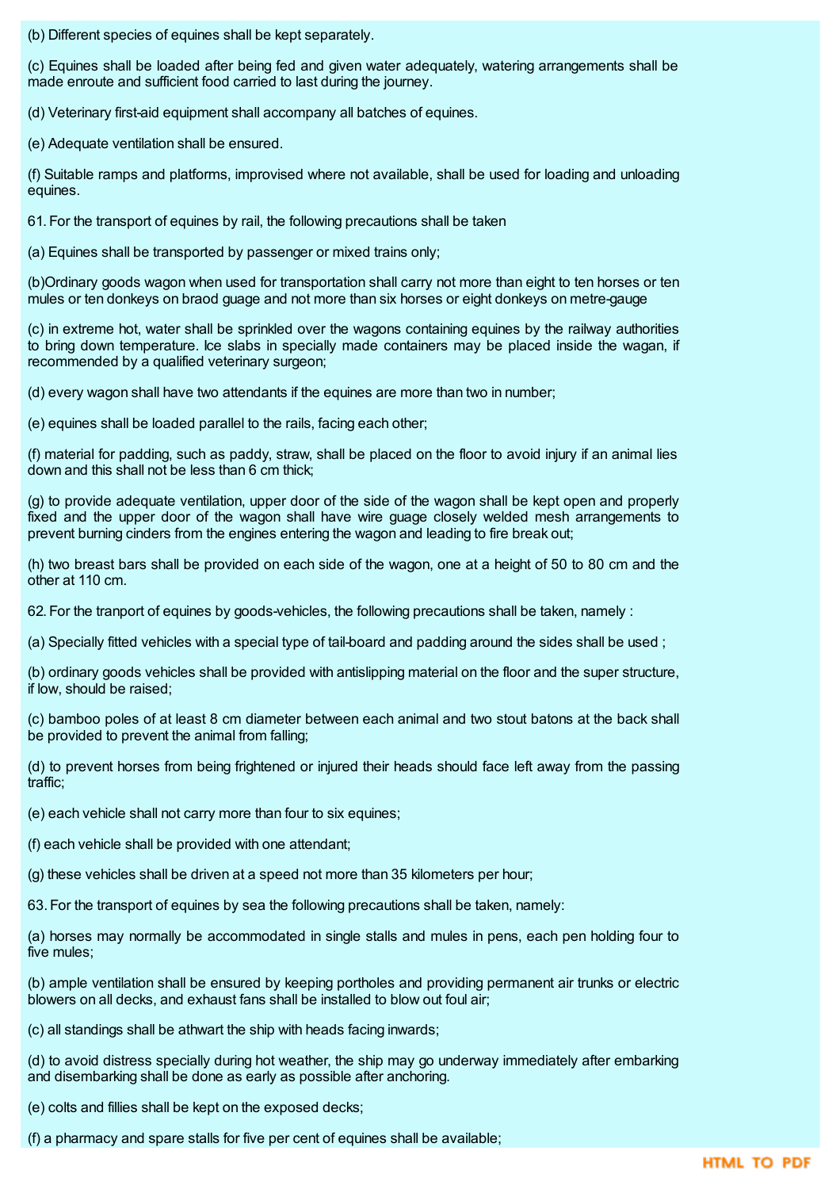(b) Different species of equines shall be kept separately.

(c) Equines shall be loaded after being fed and given water adequately, watering arrangements shall be made enroute and sufficient food carried to last during the journey.

(d) Veterinary first-aid equipment shall accompany all batches of equines.

(e) Adequate ventilation shall be ensured.

(f) Suitable ramps and platforms, improvised where not available, shall be used for loading and unloading equines.

61. For the transport of equines by rail, the following precautions shall be taken

(a) Equines shall be transported by passenger or mixed trains only;

(b)Ordinary goods wagon when used for transportation shall carry not more than eight to ten horses or ten mules or ten donkeys on braod guage and not more than six horses or eight donkeys on metre-gauge

(c) in extreme hot, water shall be sprinkled over the wagons containing equines by the railway authorities to bring down temperature. Ice slabs in specially made containers may be placed inside the wagan, if recommended by a qualified veterinary surgeon;

(d) every wagon shall have two attendants if the equines are more than two in number;

(e) equines shall be loaded parallel to the rails, facing each other;

(f) material for padding, such as paddy, straw, shall be placed on the floor to avoid injury if an animal lies down and this shall not be less than 6 cm thick;

(g) to provide adequate ventilation, upper door of the side of the wagon shall be kept open and properly fixed and the upper door of the wagon shall have wire guage closely welded mesh arrangements to prevent burning cinders from the engines entering the wagon and leading to fire break out;

(h) two breast bars shall be provided on each side of the wagon, one at a height of 50 to 80 cm and the other at 110 cm.

62. For the tranport of equines by goods-vehicles, the following precautions shall be taken, namely :

(a) Specially fitted vehicles with a special type of tail-board and padding around the sides shall be used ;

(b) ordinary goods vehicles shall be provided with antislipping material on the floor and the super structure, if low, should be raised;

(c) bamboo poles of at least 8 cm diameter between each animal and two stout batons at the back shall be provided to prevent the animal from falling;

(d) to prevent horses from being frightened or injured their heads should face left away from the passing traffic;

(e) each vehicle shall not carry more than four to six equines;

(f) each vehicle shall be provided with one attendant;

(g) these vehicles shall be driven at a speed not more than 35 kilometers per hour;

63. For the transport of equines by sea the following precautions shall be taken, namely:

(a) horses may normally be accommodated in single stalls and mules in pens, each pen holding four to five mules;

(b) ample ventilation shall be ensured by keeping portholes and providing permanent air trunks or electric blowers on all decks, and exhaust fans shall be installed to blow out foul air;

(c) all standings shall be athwart the ship with heads facing inwards;

(d) to avoid distress specially during hot weather, the ship may go underway immediately after embarking and disembarking shall be done as early as possible after anchoring.

(e) colts and fillies shall be kept on the exposed decks;

(f) a pharmacy and spare stalls for five per cent of equines shall be available;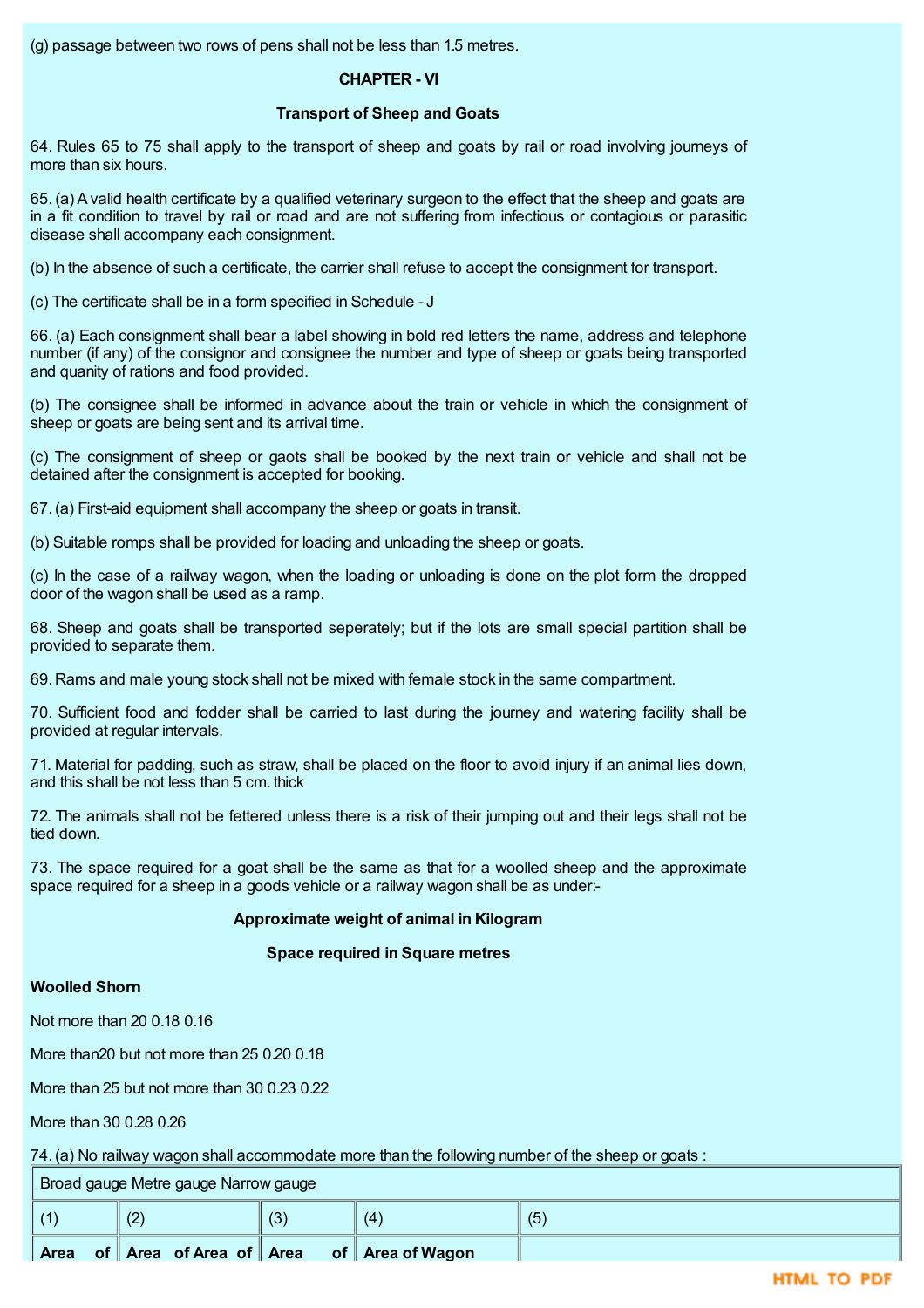(g) passage between two rows of pens shall not be less than 1.5 metres.

## CHAPTER - VI

### Transport of Sheep and Goats

64. Rules 65 to 75 shall apply to the transport of sheep and goats by rail or road involving journeys of more than six hours.

65. (a) A valid health certificate by a qualified veterinary surgeon to the effect that the sheep and goats are in a fit condition to travel by rail or road and are not suffering from infectious or contagious or parasitic disease shall accompany each consignment.

(b) In the absence of such a certificate, the carrier shall refuse to accept the consignment for transport.

(c) The certificate shall be in a form specified in Schedule - J

66. (a) Each consignment shall bear a label showing in bold red letters the name, address and telephone number (if any) of the consignor and consignee the number and type of sheep or goats being transported and quanity of rations and food provided.

(b) The consignee shall be informed in advance about the train or vehicle in which the consignment of sheep or goats are being sent and its arrival time.

(c) The consignment of sheep or gaots shall be booked by the next train or vehicle and shall not be detained after the consignment is accepted for booking.

67. (a) First-aid equipment shall accompany the sheep or goats in transit.

(b) Suitable romps shall be provided for loading and unloading the sheep or goats.

(c) In the case of a railway wagon, when the loading or unloading is done on the plot form the dropped door of the wagon shall be used as a ramp.

68. Sheep and goats shall be transported seperately; but if the lots are small special partition shall be provided to separate them.

69. Rams and male young stock shall not be mixed with female stock in the same compartment.

70. Sufficient food and fodder shall be carried to last during the journey and watering facility shall be provided at regular intervals.

71. Material for padding, such as straw, shall be placed on the floor to avoid injury if an animal lies down, and this shall be not less than 5 cm. thick

72. The animals shall not be fettered unless there is a risk of their jumping out and their legs shall not be tied down.

73. The space required for a goat shall be the same as that for a woolled sheep and the approximate space required for a sheep in a goods vehicle or a railway wagon shall be as under:-

**Approximate weight of animal in Kilogram**

**Space required in Square metres**

**Woolled Shorn**

Not more than 20 0.18 0.16

More than20 but not more than 25 0.20 0.18

More than 25 but not more than 30 0.23 0.22

More than 30 0.28 0.26

74. (a) No railway wagon shall accommodate more than the following number of the sheep or goats :

| Broad gauge Metre gauge Narrow gauge | | | | |
|---|---|---|---|---|
| (1) | (2) | (3) | (4) | (5) |
| **Area of** | **Area of Area of** | **Area of** | **Area of Wagon** | |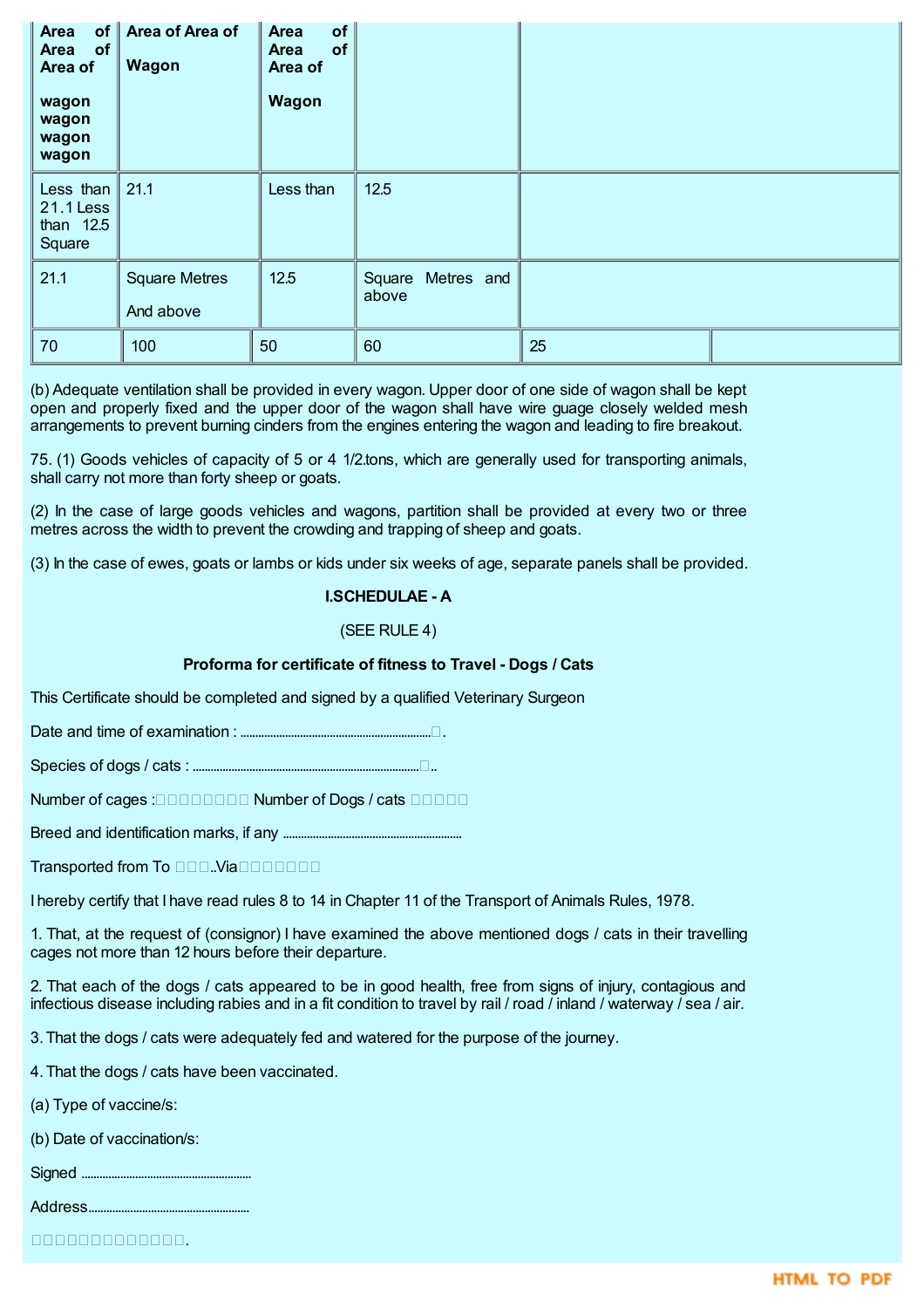| Area of Area of Area of wagon wagon wagon wagon | Area of Area of Wagon | Area of Area of Wagon | | | |
|---|---|---|---|---|---|
| Less than 21.1 Less than 12.5 Square | 21.1 | Less than | 12.5 | | |
| 21.1 | Square Metres And above | 12.5 | Square Metres and above | | |
| 70 | 100 | 50 | 60 | 25 | |

(b) Adequate ventilation shall be provided in every wagon. Upper door of one side of wagon shall be kept open and properly fixed and the upper door of the wagon shall have wire guage closely welded mesh arrangements to prevent burning cinders from the engines entering the wagon and leading to fire breakout.

75. (1) Goods vehicles of capacity of 5 or 4 1/2.tons, which are generally used for transporting animals, shall carry not more than forty sheep or goats.

(2) In the case of large goods vehicles and wagons, partition shall be provided at every two or three metres across the width to prevent the crowding and trapping of sheep and goats.

(3) In the case of ewes, goats or lambs or kids under six weeks of age, separate panels shall be provided.

**I.SCHEDULAE - A**

(SEE RULE 4)

**Proforma for certificate of fitness to Travel - Dogs / Cats**

This Certificate should be completed and signed by a qualified Veterinary Surgeon

Date and time of examination : ...............................................................□.

Species of dogs / cats : ..........................................................................□..

Number of cages :□□□□□□□□ Number of Dogs / cats □□□□□

Breed and identification marks, if any ..........................................................

Transported from To □□□..Via□□□□□□□

I hereby certify that I have read rules 8 to 14 in Chapter 11 of the Transport of Animals Rules, 1978.

1. That, at the request of (consignor) I have examined the above mentioned dogs / cats in their travelling cages not more than 12 hours before their departure.

2. That each of the dogs / cats appeared to be in good health, free from signs of injury, contagious and infectious disease including rabies and in a fit condition to travel by rail / road / inland / waterway / sea / air.

3. That the dogs / cats were adequately fed and watered for the purpose of the journey.

4. That the dogs / cats have been vaccinated.

(a) Type of vaccine/s:

(b) Date of vaccination/s:

Signed ........................................................

Address.....................................................

□□□□□□□□□□□□□.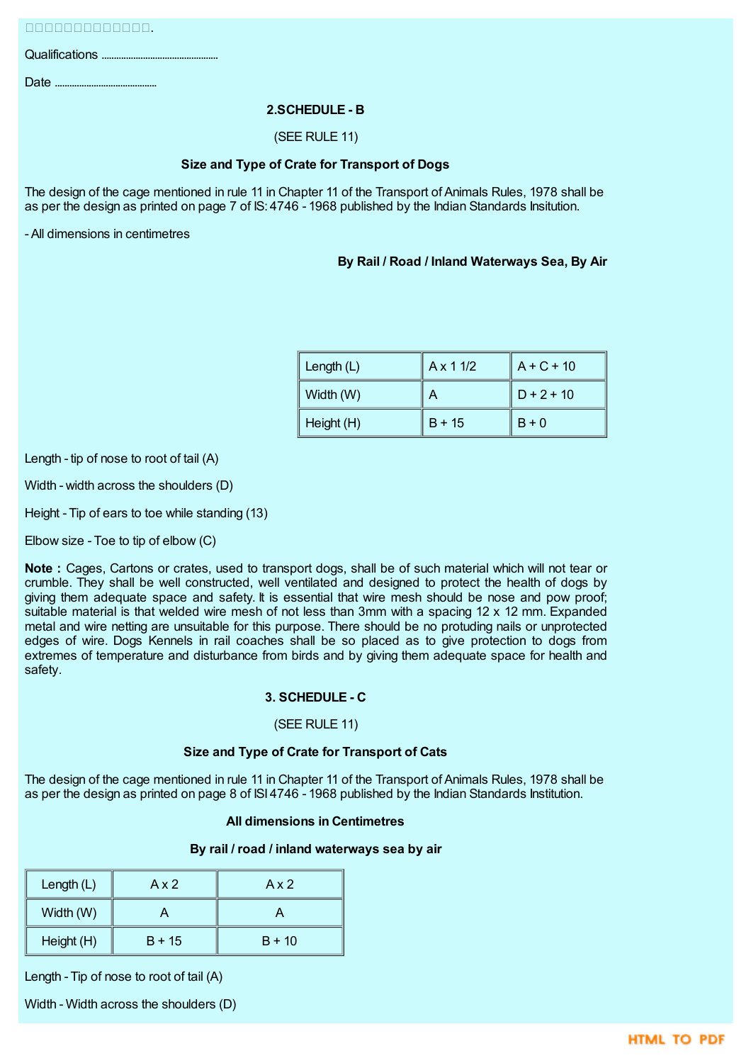□□□□□□□□□□□□□.

Qualifications ................................................

Date ..........................................

**2.SCHEDULE - B**

(SEE RULE 11)

**Size and Type of Crate for Transport of Dogs**

The design of the cage mentioned in rule 11 in Chapter 11 of the Transport of Animals Rules, 1978 shall be as per the design as printed on page 7 of IS: 4746 - 1968 published by the Indian Standards Insitution.

- All dimensions in centimetres

**By Rail / Road / Inland Waterways Sea, By Air**

| Length (L) | A x 1 1/2 | A + C + 10 |
|---|---|---|
| Width (W) | A | D + 2 + 10 |
| Height (H) | B + 15 | B + 0 |

Length - tip of nose to root of tail (A)

Width - width across the shoulders (D)

Height - Tip of ears to toe while standing (13)

Elbow size - Toe to tip of elbow (C)

**Note :** Cages, Cartons or crates, used to transport dogs, shall be of such material which will not tear or crumble. They shall be well constructed, well ventilated and designed to protect the health of dogs by giving them adequate space and safety. It is essential that wire mesh should be nose and pow proof; suitable material is that welded wire mesh of not less than 3mm with a spacing 12 x 12 mm. Expanded metal and wire netting are unsuitable for this purpose. There should be no protuding nails or unprotected edges of wire. Dogs Kennels in rail coaches shall be so placed as to give protection to dogs from extremes of temperature and disturbance from birds and by giving them adequate space for health and safety.

**3. SCHEDULE - C**

(SEE RULE 11)

**Size and Type of Crate for Transport of Cats**

The design of the cage mentioned in rule 11 in Chapter 11 of the Transport of Animals Rules, 1978 shall be as per the design as printed on page 8 of ISI 4746 - 1968 published by the Indian Standards Institution.

**All dimensions in Centimetres**

**By rail / road / inland waterways sea by air**

| Length (L) | A x 2 | A x 2 |
|---|---|---|
| Width (W) | A | A |
| Height (H) | B + 15 | B + 10 |

Length - Tip of nose to root of tail (A)

Width - Width across the shoulders (D)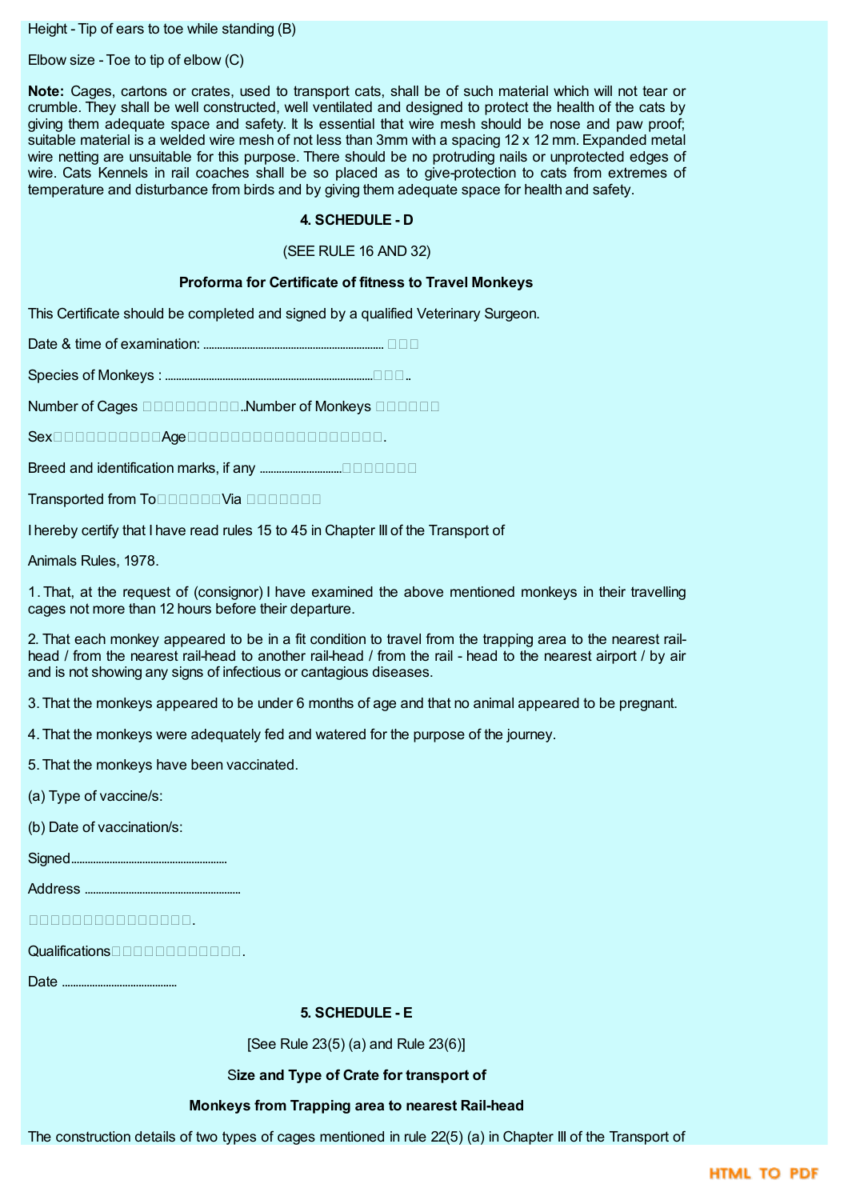Height - Tip of ears to toe while standing (B)

Elbow size - Toe to tip of elbow (C)

**Note:** Cages, cartons or crates, used to transport cats, shall be of such material which will not tear or crumble. They shall be well constructed, well ventilated and designed to protect the health of the cats by giving them adequate space and safety. It Is essential that wire mesh should be nose and paw proof; suitable material is a welded wire mesh of not less than 3mm with a spacing 12 x 12 mm. Expanded metal wire netting are unsuitable for this purpose. There should be no protruding nails or unprotected edges of wire. Cats Kennels in rail coaches shall be so placed as to give-protection to cats from extremes of temperature and disturbance from birds and by giving them adequate space for health and safety.

**4. SCHEDULE - D**

(SEE RULE 16 AND 32)

**Proforma for Certificate of fitness to Travel Monkeys**

This Certificate should be completed and signed by a qualified Veterinary Surgeon.

Date & time of examination: ..................................................................□□□

Species of Monkeys : ..............................................................................□□□..

Number of Cages □□□□□□□□□□..Number of Monkeys □□□□□□

Sex□□□□□□□□□□□Age□□□□□□□□□□□□□□□□□□□□.

Breed and identification marks, if any ..............................□□□□□□□

Transported from To□□□□□□Via □□□□□□□

I hereby certify that I have read rules 15 to 45 in Chapter III of the Transport of

Animals Rules, 1978.

1. That, at the request of (consignor) I have examined the above mentioned monkeys in their travelling cages not more than 12 hours before their departure.

2. That each monkey appeared to be in a fit condition to travel from the trapping area to the nearest rail-head / from the nearest rail-head to another rail-head / from the rail - head to the nearest airport / by air and is not showing any signs of infectious or cantagious diseases.

3. That the monkeys appeared to be under 6 months of age and that no animal appeared to be pregnant.

4. That the monkeys were adequately fed and watered for the purpose of the journey.

5. That the monkeys have been vaccinated.

(a) Type of vaccine/s:

(b) Date of vaccination/s:

Signed.........................................................

Address .........................................................

□□□□□□□□□□□□□□□□.

Qualifications□□□□□□□□□□□□□.

Date ..........................................

**5. SCHEDULE - E**

[See Rule 23(5) (a) and Rule 23(6)]

**Size and Type of Crate for transport of**

**Monkeys from Trapping area to nearest Rail-head**

The construction details of two types of cages mentioned in rule 22(5) (a) in Chapter III of the Transport of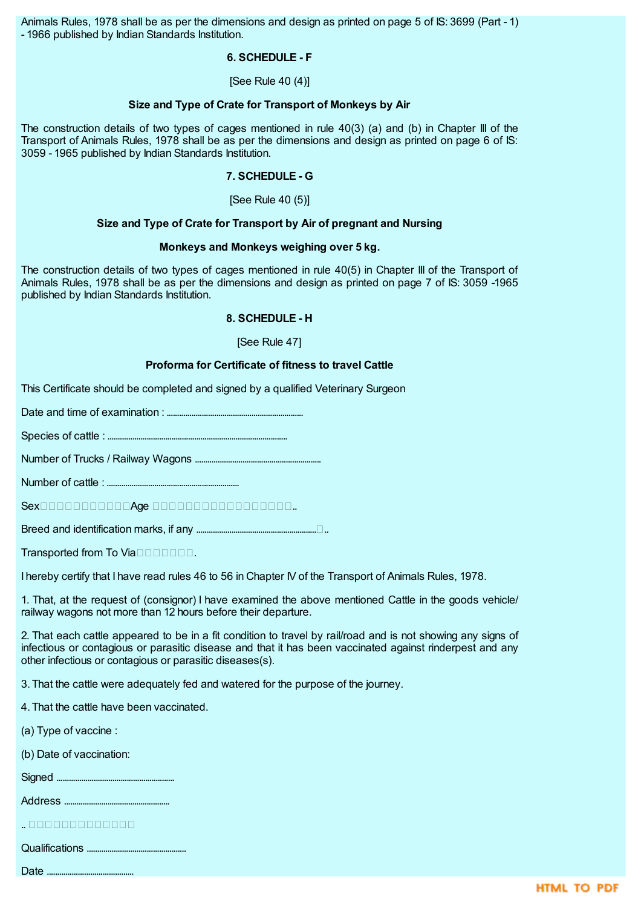Animals Rules, 1978 shall be as per the dimensions and design as printed on page 5 of IS: 3699 (Part - 1) - 1966 published by Indian Standards Institution.

### 6. SCHEDULE - F

[See Rule 40 (4)]

**Size and Type of Crate for Transport of Monkeys by Air**

The construction details of two types of cages mentioned in rule 40(3) (a) and (b) in Chapter III of the Transport of Animals Rules, 1978 shall be as per the dimensions and design as printed on page 6 of IS: 3059 - 1965 published by Indian Standards Institution.

### 7. SCHEDULE - G

[See Rule 40 (5)]

**Size and Type of Crate for Transport by Air of pregnant and Nursing**

**Monkeys and Monkeys weighing over 5 kg.**

The construction details of two types of cages mentioned in rule 40(5) in Chapter III of the Transport of Animals Rules, 1978 shall be as per the dimensions and design as printed on page 7 of IS: 3059 -1965 published by Indian Standards Institution.

### 8. SCHEDULE - H

[See Rule 47]

**Proforma for Certificate of fitness to travel Cattle**

This Certificate should be completed and signed by a qualified Veterinary Surgeon

Date and time of examination : ..................................................................

Species of cattle : ......................................................................................

Number of Trucks / Railway Wagons .............................................................

Number of cattle : ................................................................

Sex…………Age …………………..

Breed and identification marks, if any ...........................................................…..

Transported from To Via…….

I hereby certify that I have read rules 46 to 56 in Chapter IV of the Transport of Animals Rules, 1978.

1. That, at the request of (consignor) I have examined the above mentioned Cattle in the goods vehicle/ railway wagons not more than 12 hours before their departure.

2. That each cattle appeared to be in a fit condition to travel by rail/road and is not showing any signs of infectious or contagious or parasitic disease and that it has been vaccinated against rinderpest and any other infectious or contagious or parasitic diseases(s).

3. That the cattle were adequately fed and watered for the purpose of the journey.

4. That the cattle have been vaccinated.

(a) Type of vaccine :

(b) Date of vaccination:

Signed .........................................................

Address ...................................................

.. …………………

Qualifications ................................................

Date ..........................................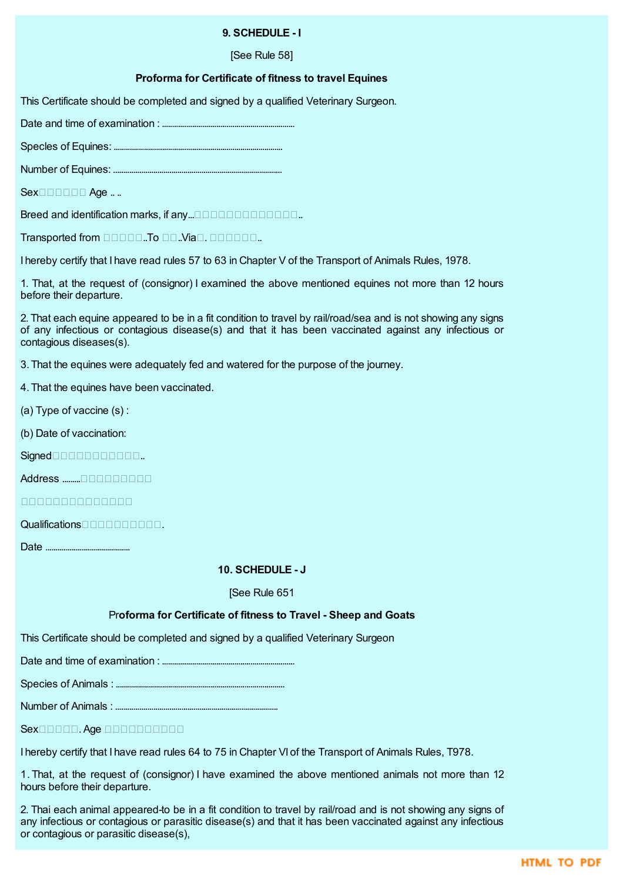**9. SCHEDULE - I**

[See Rule 58]

**Proforma for Certificate of fitness to travel Equines**

This Certificate should be completed and signed by a qualified Veterinary Surgeon.

Date and time of examination : ..................................................................

Specles of Equines: ....................................................................................

Number of Equines: ....................................................................................

Sex□□□□□□ Age .. ..

Breed and identification marks, if any...□□□□□□□□□□□□□..

Transported from □□□□□..To □□..Via□. □□□□□□..

I hereby certify that I have read rules 57 to 63 in Chapter V of the Transport of Animals Rules, 1978.

1. That, at the request of (consignor) I examined the above mentioned equines not more than 12 hours before their departure.

2. That each equine appeared to be in a fit condition to travel by rail/road/sea and is not showing any signs of any infectious or contagious disease(s) and that it has been vaccinated against any infectious or contagious diseases(s).

3. That the equines were adequately fed and watered for the purpose of the journey.

4. That the equines have been vaccinated.

(a) Type of vaccine (s) :

(b) Date of vaccination:

Signed□□□□□□□□□□□□..

Address .........□□□□□□□□□□

□□□□□□□□□□□□□□□

Qualifications□□□□□□□□□□□.

Date ..........................................

**10. SCHEDULE - J**

[See Rule 651

**Proforma for Certificate of fitness to Travel - Sheep and Goats**

This Certificate should be completed and signed by a qualified Veterinary Surgeon

Date and time of examination : ..................................................................

Species of Animals : ....................................................................................

Number of Animals : ..................................................................................

Sex□□□□□. Age □□□□□□□□□□

I hereby certify that I have read rules 64 to 75 in Chapter VI of the Transport of Animals Rules, T978.

1. That, at the request of (consignor) I have examined the above mentioned animals not more than 12 hours before their departure.

2. Thai each animal appeared-to be in a fit condition to travel by rail/road and is not showing any signs of any infectious or contagious or parasitic disease(s) and that it has been vaccinated against any infectious or contagious or parasitic disease(s),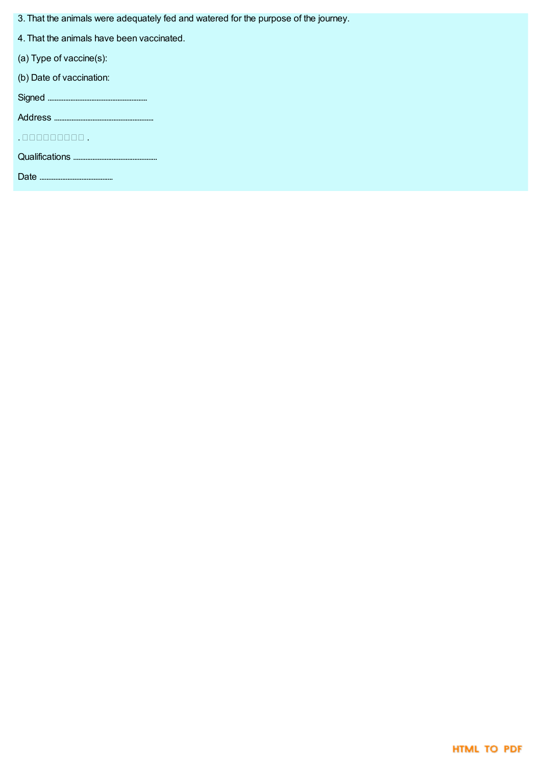3. That the animals were adequately fed and watered for the purpose of the journey.

4. That the animals have been vaccinated.

(a) Type of vaccine(s):

(b) Date of vaccination:

Signed .........................................................

Address .........................................................

. □□□□□□□□□ .

Qualifications ................................................

Date ..........................................